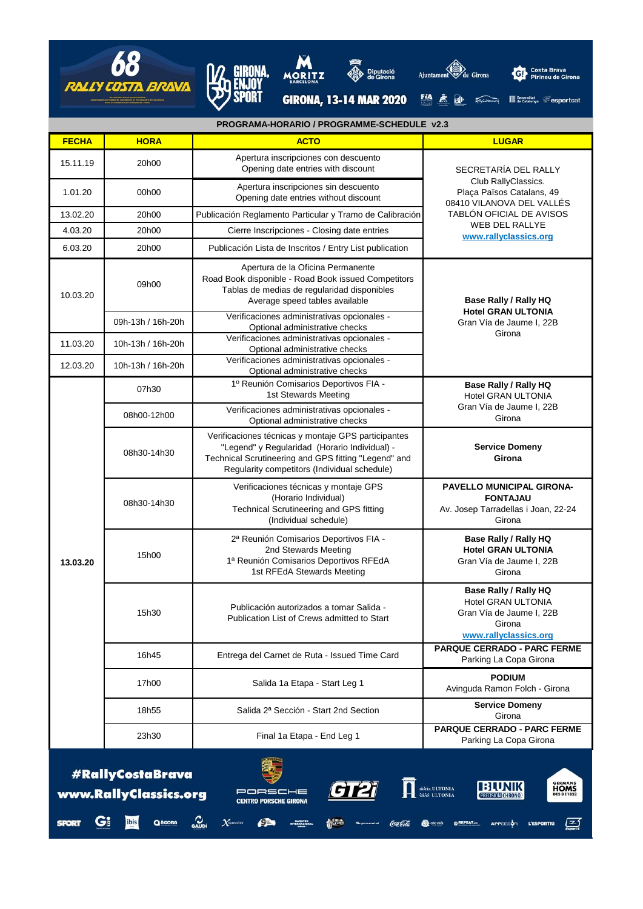# 68 RALLY COSTA BRAVA

GIRONA, 13-14 MAR 2020

## PROGRAMA-HORARIO / PROGRAMME-SCHEDULE v2.3

| FECHA | HORA | ACTO | LUGAR |
|---|---|---|---|
| 15.11.19 | 20h00 | Apertura inscripciones con descuento<br>Opening date entries with discount | SECRETARÍA DEL RALLY<br>Club RallyClassics.<br>Plaça Països Catalans, 49<br>08410 VILANOVA DEL VALLÉS<br>TABLÓN OFICIAL DE AVISOS<br>WEB DEL RALLYE<br>www.rallyclassics.org |
| 1.01.20 | 00h00 | Apertura inscripciones sin descuento<br>Opening date entries without discount | |
| 13.02.20 | 20h00 | Publicación Reglamento Particular y Tramo de Calibración | |
| 4.03.20 | 20h00 | Cierre Inscripciones - Closing date entries | |
| 6.03.20 | 20h00 | Publicación Lista de Inscritos / Entry List publication | |
| 10.03.20 | 09h00 | Apertura de la Oficina Permanente<br>Road Book disponible - Road Book issued Competitors<br>Tablas de medias de regularidad disponibles<br>Average speed tables available | **Base Rally / Rally HQ**<br>**Hotel GRAN ULTONIA**<br>Gran Vía de Jaume I, 22B<br>Girona |
| | 09h-13h / 16h-20h | Verificaciones administrativas opcionales -<br>Optional administrative checks | |
| 11.03.20 | 10h-13h / 16h-20h | Verificaciones administrativas opcionales -<br>Optional administrative checks | |
| 12.03.20 | 10h-13h / 16h-20h | Verificaciones administrativas opcionales -<br>Optional administrative checks | |
| **13.03.20** | 07h30 | 1º Reunión Comisarios Deportivos FIA -<br>1st Stewards Meeting | **Base Rally / Rally HQ**<br>Hotel GRAN ULTONIA<br>Gran Vía de Jaume I, 22B<br>Girona |
| | 08h00-12h00 | Verificaciones administrativas opcionales -<br>Optional administrative checks | |
| | 08h30-14h30 | Verificaciones técnicas y montaje GPS participantes "Legend" y Regularidad (Horario Individual) - Technical Scrutineering and GPS fitting "Legend" and Regularity competitors (Individual schedule) | **Service Domeny**<br>**Girona** |
| | 08h30-14h30 | Verificaciones técnicas y montaje GPS<br>(Horario Individual)<br>Technical Scrutineering and GPS fitting<br>(Individual schedule) | **PAVELLO MUNICIPAL GIRONA-FONTAJAU**<br>Av. Josep Tarradellas i Joan, 22-24<br>Girona |
| | 15h00 | 2ª Reunión Comisarios Deportivos FIA -<br>2nd Stewards Meeting<br>1ª Reunión Comisarios Deportivos RFEdA<br>1st RFEdA Stewards Meeting | **Base Rally / Rally HQ**<br>**Hotel GRAN ULTONIA**<br>Gran Vía de Jaume I, 22B<br>Girona |
| | 15h30 | Publicación autorizados a tomar Salida -<br>Publication List of Crews admitted to Start | **Base Rally / Rally HQ**<br>Hotel GRAN ULTONIA<br>Gran Vía de Jaume I, 22B<br>Girona<br>www.rallyclassics.org |
| | 16h45 | Entrega del Carnet de Ruta - Issued Time Card | **PARQUE CERRADO - PARC FERME**<br>Parking La Copa Girona |
| | 17h00 | Salida 1a Etapa - Start Leg 1 | **PODIUM**<br>Avinguda Ramon Folch - Girona |
| | 18h55 | Salida 2ª Sección - Start 2nd Section | **Service Domeny**<br>Girona |
| | 23h30 | Final 1a Etapa - End Leg 1 | **PARQUE CERRADO - PARC FERME**<br>Parking La Copa Girona |

#RallyCostaBrava
www.RallyClassics.org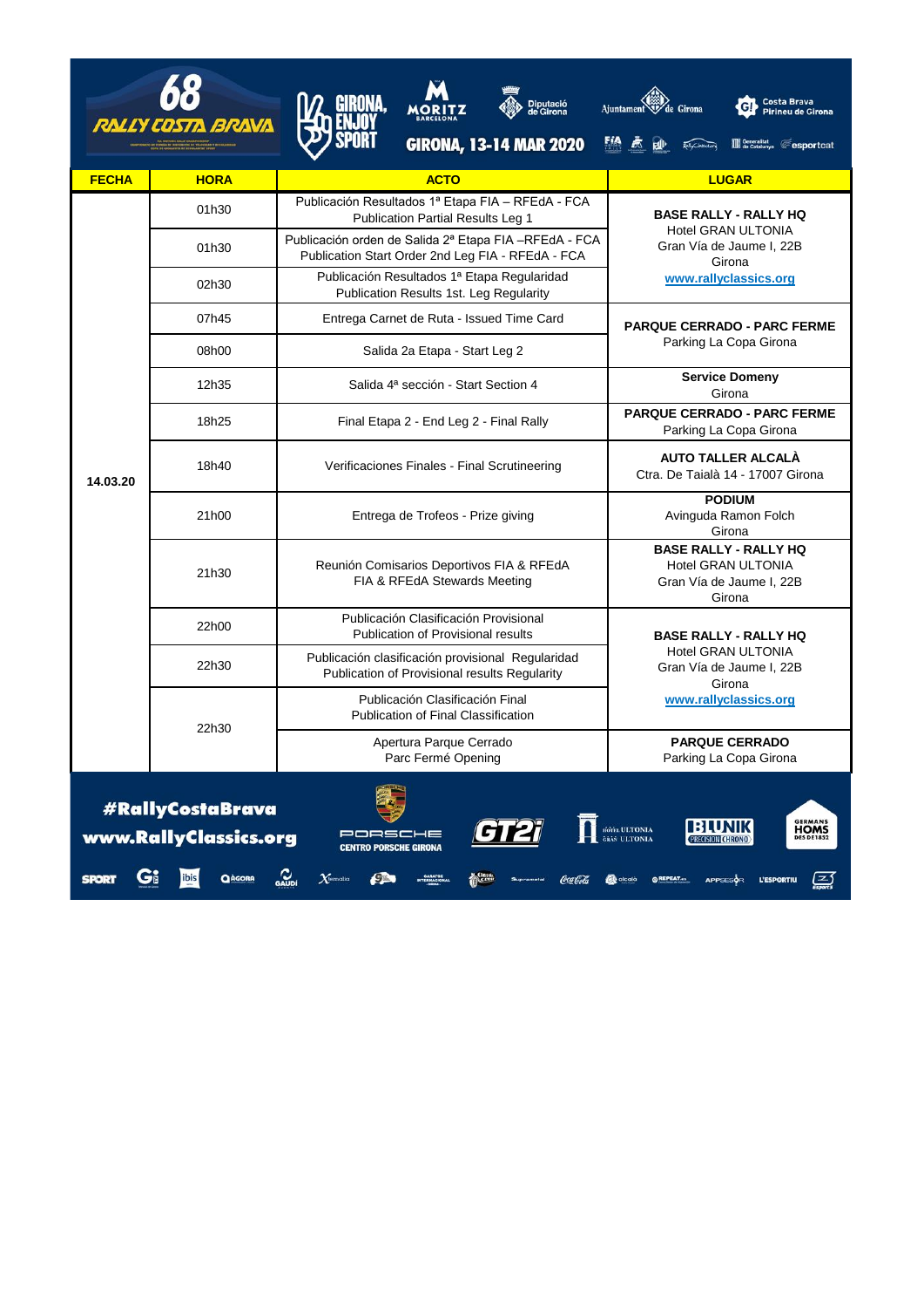68 RALLY COSTA BRAVA

GIRONA, 13-14 MAR 2020

| FECHA | HORA | ACTO | LUGAR |
|---|---|---|---|
| 14.03.20 | 01h30 | Publicación Resultados 1ª Etapa FIA – RFEdA - FCA<br>Publication Partial Results Leg 1 | **BASE RALLY - RALLY HQ**<br>Hotel GRAN ULTONIA<br>Gran Vía de Jaume I, 22B<br>Girona<br>www.rallyclassics.org |
| | 01h30 | Publicación orden de Salida 2ª Etapa FIA –RFEdA - FCA<br>Publication Start Order 2nd Leg FIA - RFEdA - FCA | |
| | 02h30 | Publicación Resultados 1ª Etapa Regularidad<br>Publication Results 1st. Leg Regularity | |
| | 07h45 | Entrega Carnet de Ruta - Issued Time Card | **PARQUE CERRADO - PARC FERME**<br>Parking La Copa Girona |
| | 08h00 | Salida 2a Etapa - Start Leg 2 | |
| | 12h35 | Salida 4ª sección - Start Section 4 | **Service Domeny**<br>Girona |
| | 18h25 | Final Etapa 2 - End Leg 2 - Final Rally | **PARQUE CERRADO - PARC FERME**<br>Parking La Copa Girona |
| | 18h40 | Verificaciones Finales - Final Scrutineering | **AUTO TALLER ALCALÀ**<br>Ctra. De Taialà 14 - 17007 Girona |
| | 21h00 | Entrega de Trofeos - Prize giving | **PODIUM**<br>Avinguda Ramon Folch<br>Girona |
| | 21h30 | Reunión Comisarios Deportivos FIA & RFEdA<br>FIA & RFEdA Stewards Meeting | **BASE RALLY - RALLY HQ**<br>Hotel GRAN ULTONIA<br>Gran Vía de Jaume I, 22B<br>Girona |
| | 22h00 | Publicación Clasificación Provisional<br>Publication of Provisional results | **BASE RALLY - RALLY HQ**<br>Hotel GRAN ULTONIA<br>Gran Vía de Jaume I, 22B<br>Girona<br>www.rallyclassics.org |
| | 22h30 | Publicación clasificación provisional Regularidad<br>Publication of Provisional results Regularity | |
| | 22h30 | Publicación Clasificación Final<br>Publication of Final Classification | |
| | | Apertura Parque Cerrado<br>Parc Fermé Opening | **PARQUE CERRADO**<br>Parking La Copa Girona |

#RallyCostaBrava
www.RallyClassics.org